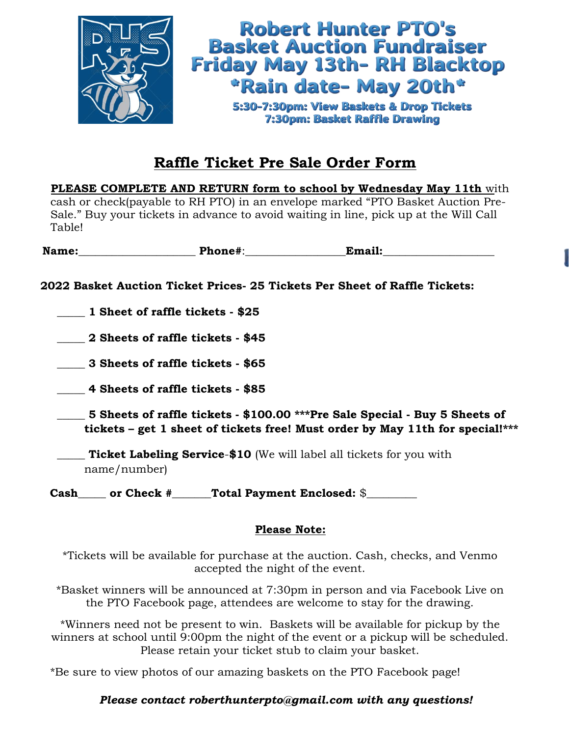# Robert Hunter PTO's Basket Auction Fundraiser
# Friday May 13th- RH Blacktop
# *Rain date- May 20th*

**5:30-7:30pm: View Baskets & Drop Tickets**
**7:30pm: Basket Raffle Drawing**

## Raffle Ticket Pre Sale Order Form

**PLEASE COMPLETE AND RETURN form to school by Wednesday May 11th** with cash or check(payable to RH PTO) in an envelope marked "PTO Basket Auction Pre-Sale." Buy your tickets in advance to avoid waiting in line, pick up at the Will Call Table!

**Name:**____________________ **Phone#**:_________________**Email:**___________________

**2022 Basket Auction Ticket Prices- 25 Tickets Per Sheet of Raffle Tickets:**

_____ **1 Sheet of raffle tickets - $25**

_____ **2 Sheets of raffle tickets - $45**

_____ **3 Sheets of raffle tickets - $65**

_____ **4 Sheets of raffle tickets - $85**

_____ **5 Sheets of raffle tickets - $100.00 ***Pre Sale Special - Buy 5 Sheets of tickets – get 1 sheet of tickets free! Must order by May 11th for special!*****

_____ **Ticket Labeling Service-$10** (We will label all tickets for you with name/number)

**Cash**_____ **or Check #**_______**Total Payment Enclosed:** $_________

**Please Note:**

*Tickets will be available for purchase at the auction. Cash, checks, and Venmo accepted the night of the event.

*Basket winners will be announced at 7:30pm in person and via Facebook Live on the PTO Facebook page, attendees are welcome to stay for the drawing.

*Winners need not be present to win. Baskets will be available for pickup by the winners at school until 9:00pm the night of the event or a pickup will be scheduled. Please retain your ticket stub to claim your basket.

*Be sure to view photos of our amazing baskets on the PTO Facebook page!

***Please contact roberthunterpto@gmail.com with any questions!***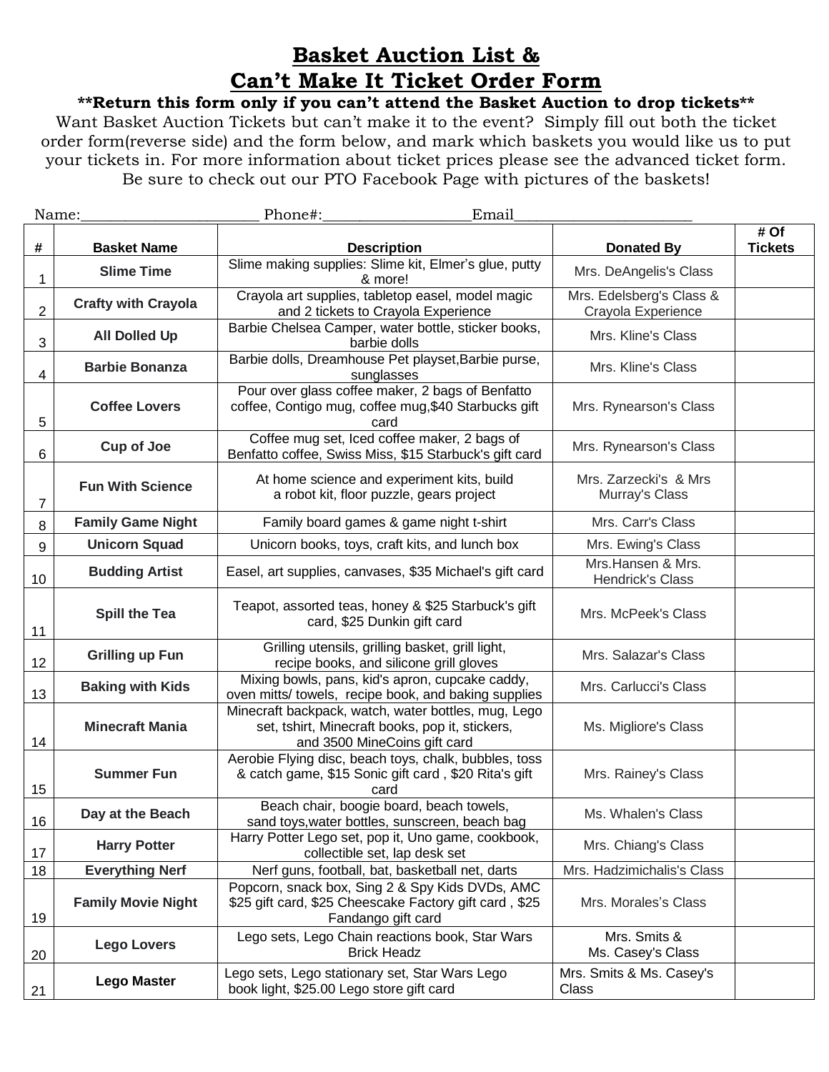# Basket Auction List & Can't Make It Ticket Order Form

**\*\*Return this form only if you can't attend the Basket Auction to drop tickets\*\***

Want Basket Auction Tickets but can't make it to the event? Simply fill out both the ticket order form(reverse side) and the form below, and mark which baskets you would like us to put your tickets in. For more information about ticket prices please see the advanced ticket form. Be sure to check out our PTO Facebook Page with pictures of the baskets!

Name:________________________ Phone#:____________________Email________________________

| # | Basket Name | Description | Donated By | # Of Tickets |
|---|---|---|---|---|
| 1 | **Slime Time** | Slime making supplies: Slime kit, Elmer's glue, putty & more! | Mrs. DeAngelis's Class | |
| 2 | **Crafty with Crayola** | Crayola art supplies, tabletop easel, model magic and 2 tickets to Crayola Experience | Mrs. Edelsberg's Class & Crayola Experience | |
| 3 | **All Dolled Up** | Barbie Chelsea Camper, water bottle, sticker books, barbie dolls | Mrs. Kline's Class | |
| 4 | **Barbie Bonanza** | Barbie dolls, Dreamhouse Pet playset,Barbie purse, sunglasses | Mrs. Kline's Class | |
| 5 | **Coffee Lovers** | Pour over glass coffee maker, 2 bags of Benfatto coffee, Contigo mug, coffee mug,$40 Starbucks gift card | Mrs. Rynearson's Class | |
| 6 | **Cup of Joe** | Coffee mug set, Iced coffee maker, 2 bags of Benfatto coffee, Swiss Miss, $15 Starbuck's gift card | Mrs. Rynearson's Class | |
| 7 | **Fun With Science** | At home science and experiment kits, build a robot kit, floor puzzle, gears project | Mrs. Zarzecki's & Mrs Murray's Class | |
| 8 | **Family Game Night** | Family board games & game night t-shirt | Mrs. Carr's Class | |
| 9 | **Unicorn Squad** | Unicorn books, toys, craft kits, and lunch box | Mrs. Ewing's Class | |
| 10 | **Budding Artist** | Easel, art supplies, canvases, $35 Michael's gift card | Mrs.Hansen & Mrs. Hendrick's Class | |
| 11 | **Spill the Tea** | Teapot, assorted teas, honey & $25 Starbuck's gift card, $25 Dunkin gift card | Mrs. McPeek's Class | |
| 12 | **Grilling up Fun** | Grilling utensils, grilling basket, grill light, recipe books, and silicone grill gloves | Mrs. Salazar's Class | |
| 13 | **Baking with Kids** | Mixing bowls, pans, kid's apron, cupcake caddy, oven mitts/ towels, recipe book, and baking supplies | Mrs. Carlucci's Class | |
| 14 | **Minecraft Mania** | Minecraft backpack, watch, water bottles, mug, Lego set, tshirt, Minecraft books, pop it, stickers, and 3500 MineCoins gift card | Ms. Migliore's Class | |
| 15 | **Summer Fun** | Aerobie Flying disc, beach toys, chalk, bubbles, toss & catch game, $15 Sonic gift card , $20 Rita's gift card | Mrs. Rainey's Class | |
| 16 | **Day at the Beach** | Beach chair, boogie board, beach towels, sand toys,water bottles, sunscreen, beach bag | Ms. Whalen's Class | |
| 17 | **Harry Potter** | Harry Potter Lego set, pop it, Uno game, cookbook, collectible set, lap desk set | Mrs. Chiang's Class | |
| 18 | **Everything Nerf** | Nerf guns, football, bat, basketball net, darts | Mrs. Hadzimichalis's Class | |
| 19 | **Family Movie Night** | Popcorn, snack box, Sing 2 & Spy Kids DVDs, AMC $25 gift card, $25 Cheescake Factory gift card , $25 Fandango gift card | Mrs. Morales's Class | |
| 20 | **Lego Lovers** | Lego sets, Lego Chain reactions book, Star Wars Brick Headz | Mrs. Smits & Ms. Casey's Class | |
| 21 | **Lego Master** | Lego sets, Lego stationary set, Star Wars Lego book light, $25.00 Lego store gift card | Mrs. Smits & Ms. Casey's Class | |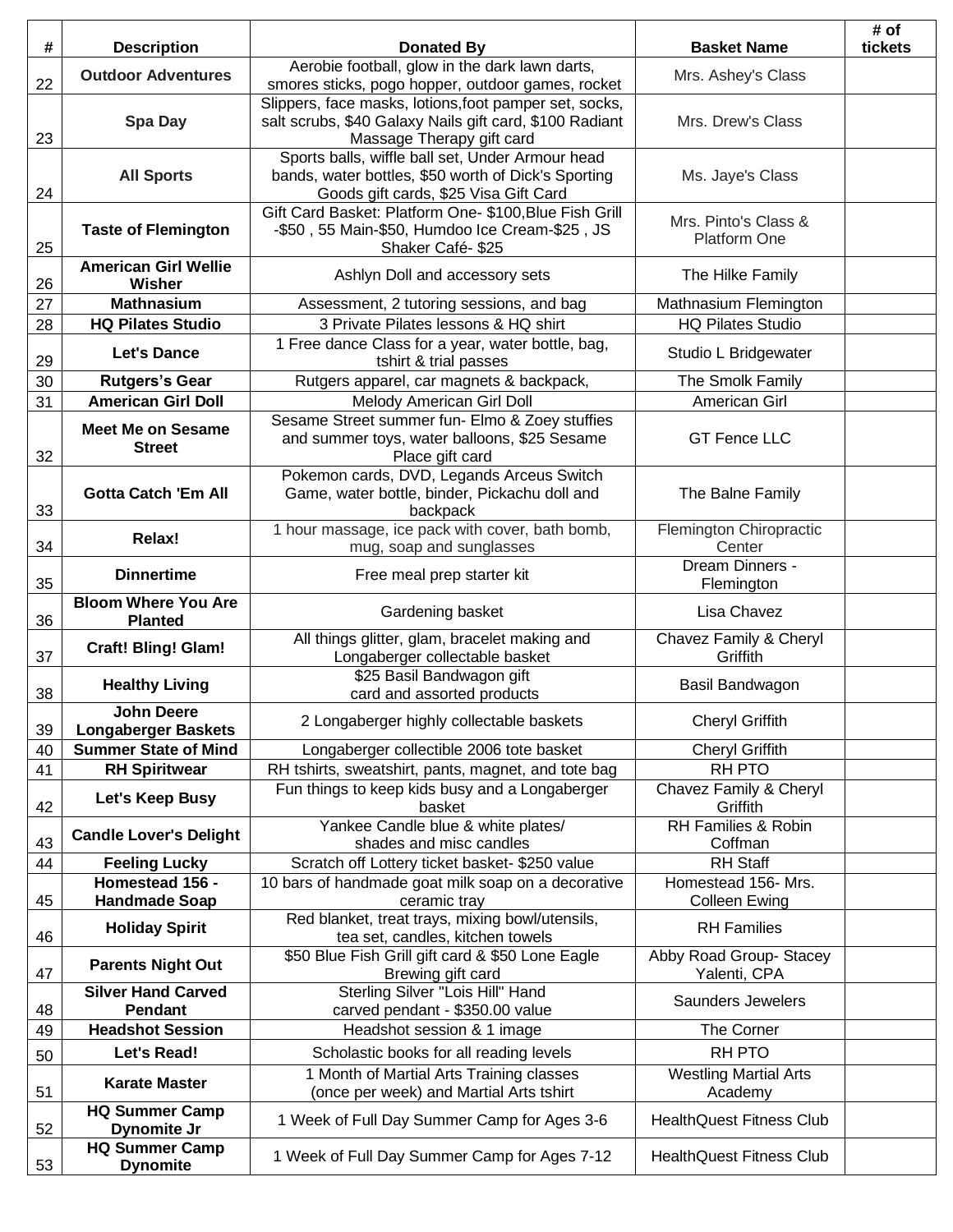| # | Description | Donated By | Basket Name | # of tickets |
|---|---|---|---|---|
| 22 | **Outdoor Adventures** | Aerobie football, glow in the dark lawn darts, smores sticks, pogo hopper, outdoor games, rocket | Mrs. Ashey's Class | |
| 23 | **Spa Day** | Slippers, face masks, lotions,foot pamper set, socks, salt scrubs, $40 Galaxy Nails gift card, $100 Radiant Massage Therapy gift card | Mrs. Drew's Class | |
| 24 | **All Sports** | Sports balls, wiffle ball set, Under Armour head bands, water bottles, $50 worth of Dick's Sporting Goods gift cards, $25 Visa Gift Card | Ms. Jaye's Class | |
| 25 | **Taste of Flemington** | Gift Card Basket: Platform One- $100,Blue Fish Grill -$50 , 55 Main-$50, Humdoo Ice Cream-$25 , JS Shaker Café- $25 | Mrs. Pinto's Class & Platform One | |
| 26 | **American Girl Wellie Wisher** | Ashlyn Doll and accessory sets | The Hilke Family | |
| 27 | **Mathnasium** | Assessment, 2 tutoring sessions, and bag | Mathnasium Flemington | |
| 28 | **HQ Pilates Studio** | 3 Private Pilates lessons & HQ shirt | HQ Pilates Studio | |
| 29 | **Let's Dance** | 1 Free dance Class for a year, water bottle, bag, tshirt & trial passes | Studio L Bridgewater | |
| 30 | **Rutgers's Gear** | Rutgers apparel, car magnets & backpack, | The Smolk Family | |
| 31 | **American Girl Doll** | Melody American Girl Doll | American Girl | |
| 32 | **Meet Me on Sesame Street** | Sesame Street summer fun- Elmo & Zoey stuffies and summer toys, water balloons, $25 Sesame Place gift card | GT Fence LLC | |
| 33 | **Gotta Catch 'Em All** | Pokemon cards, DVD, Legands Arceus Switch Game, water bottle, binder, Pickachu doll and backpack | The Balne Family | |
| 34 | **Relax!** | 1 hour massage, ice pack with cover, bath bomb, mug, soap and sunglasses | Flemington Chiropractic Center | |
| 35 | **Dinnertime** | Free meal prep starter kit | Dream Dinners - Flemington | |
| 36 | **Bloom Where You Are Planted** | Gardening basket | Lisa Chavez | |
| 37 | **Craft! Bling! Glam!** | All things glitter, glam, bracelet making and Longaberger collectable basket | Chavez Family & Cheryl Griffith | |
| 38 | **Healthy Living** | $25 Basil Bandwagon gift card and assorted products | Basil Bandwagon | |
| 39 | **John Deere Longaberger Baskets** | 2 Longaberger highly collectable baskets | Cheryl Griffith | |
| 40 | **Summer State of Mind** | Longaberger collectible 2006 tote basket | Cheryl Griffith | |
| 41 | **RH Spiritwear** | RH tshirts, sweatshirt, pants, magnet, and tote bag | RH PTO | |
| 42 | **Let's Keep Busy** | Fun things to keep kids busy and a Longaberger basket | Chavez Family & Cheryl Griffith | |
| 43 | **Candle Lover's Delight** | Yankee Candle blue & white plates/ shades and misc candles | RH Families & Robin Coffman | |
| 44 | **Feeling Lucky** | Scratch off Lottery ticket basket- $250 value | RH Staff | |
| 45 | **Homestead 156 - Handmade Soap** | 10 bars of handmade goat milk soap on a decorative ceramic tray | Homestead 156- Mrs. Colleen Ewing | |
| 46 | **Holiday Spirit** | Red blanket, treat trays, mixing bowl/utensils, tea set, candles, kitchen towels | RH Families | |
| 47 | **Parents Night Out** | $50 Blue Fish Grill gift card & $50 Lone Eagle Brewing gift card | Abby Road Group- Stacey Yalenti, CPA | |
| 48 | **Silver Hand Carved Pendant** | Sterling Silver "Lois Hill" Hand carved pendant - $350.00 value | Saunders Jewelers | |
| 49 | **Headshot Session** | Headshot session & 1 image | The Corner | |
| 50 | **Let's Read!** | Scholastic books for all reading levels | RH PTO | |
| 51 | **Karate Master** | 1 Month of Martial Arts Training classes (once per week) and Martial Arts tshirt | Westling Martial Arts Academy | |
| 52 | **HQ Summer Camp Dynomite Jr** | 1 Week of Full Day Summer Camp for Ages 3-6 | HealthQuest Fitness Club | |
| 53 | **HQ Summer Camp Dynomite** | 1 Week of Full Day Summer Camp for Ages 7-12 | HealthQuest Fitness Club | |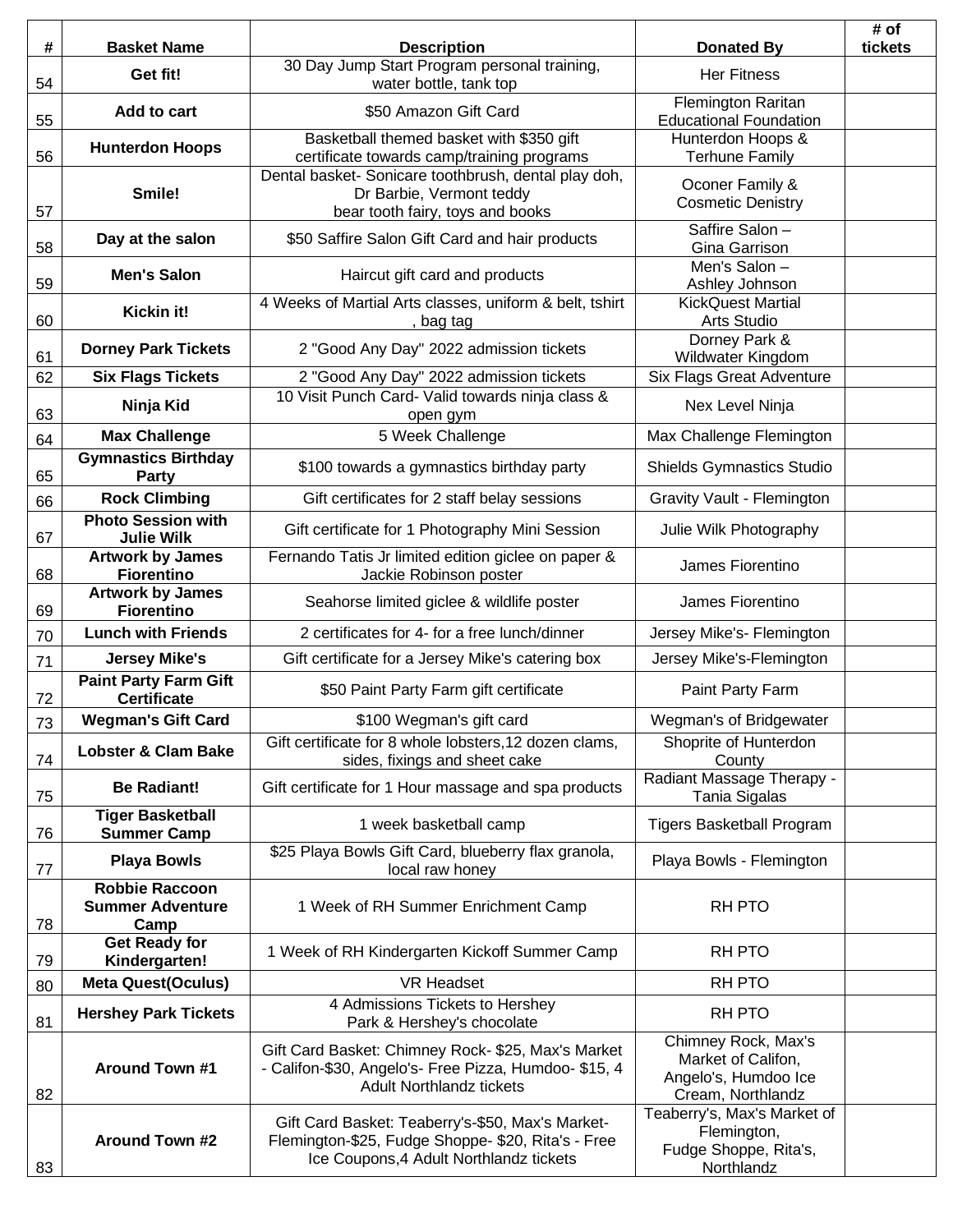| # | Basket Name | Description | Donated By | # of tickets |
|---|---|---|---|---|
| 54 | **Get fit!** | 30 Day Jump Start Program personal training, water bottle, tank top | Her Fitness | |
| 55 | **Add to cart** | $50 Amazon Gift Card | Flemington Raritan Educational Foundation | |
| 56 | **Hunterdon Hoops** | Basketball themed basket with $350 gift certificate towards camp/training programs | Hunterdon Hoops & Terhune Family | |
| 57 | **Smile!** | Dental basket- Sonicare toothbrush, dental play doh, Dr Barbie, Vermont teddy bear tooth fairy, toys and books | Oconer Family & Cosmetic Denistry | |
| 58 | **Day at the salon** | $50 Saffire Salon Gift Card and hair products | Saffire Salon – Gina Garrison | |
| 59 | **Men's Salon** | Haircut gift card and products | Men's Salon – Ashley Johnson | |
| 60 | **Kickin it!** | 4 Weeks of Martial Arts classes, uniform & belt, tshirt , bag tag | KickQuest Martial Arts Studio | |
| 61 | **Dorney Park Tickets** | 2 "Good Any Day" 2022 admission tickets | Dorney Park & Wildwater Kingdom | |
| 62 | **Six Flags Tickets** | 2 "Good Any Day" 2022 admission tickets | Six Flags Great Adventure | |
| 63 | **Ninja Kid** | 10 Visit Punch Card- Valid towards ninja class & open gym | Nex Level Ninja | |
| 64 | **Max Challenge** | 5 Week Challenge | Max Challenge Flemington | |
| 65 | **Gymnastics Birthday Party** | $100 towards a gymnastics birthday party | Shields Gymnastics Studio | |
| 66 | **Rock Climbing** | Gift certificates for 2 staff belay sessions | Gravity Vault - Flemington | |
| 67 | **Photo Session with Julie Wilk** | Gift certificate for 1 Photography Mini Session | Julie Wilk Photography | |
| 68 | **Artwork by James Fiorentino** | Fernando Tatis Jr limited edition giclee on paper & Jackie Robinson poster | James Fiorentino | |
| 69 | **Artwork by James Fiorentino** | Seahorse limited giclee & wildlife poster | James Fiorentino | |
| 70 | **Lunch with Friends** | 2 certificates for 4- for a free lunch/dinner | Jersey Mike's- Flemington | |
| 71 | **Jersey Mike's** | Gift certificate for a Jersey Mike's catering box | Jersey Mike's-Flemington | |
| 72 | **Paint Party Farm Gift Certificate** | $50 Paint Party Farm gift certificate | Paint Party Farm | |
| 73 | **Wegman's Gift Card** | $100 Wegman's gift card | Wegman's of Bridgewater | |
| 74 | **Lobster & Clam Bake** | Gift certificate for 8 whole lobsters,12 dozen clams, sides, fixings and sheet cake | Shoprite of Hunterdon County | |
| 75 | **Be Radiant!** | Gift certificate for 1 Hour massage and spa products | Radiant Massage Therapy - Tania Sigalas | |
| 76 | **Tiger Basketball Summer Camp** | 1 week basketball camp | Tigers Basketball Program | |
| 77 | **Playa Bowls** | $25 Playa Bowls Gift Card, blueberry flax granola, local raw honey | Playa Bowls - Flemington | |
| 78 | **Robbie Raccoon Summer Adventure Camp** | 1 Week of RH Summer Enrichment Camp | RH PTO | |
| 79 | **Get Ready for Kindergarten!** | 1 Week of RH Kindergarten Kickoff Summer Camp | RH PTO | |
| 80 | **Meta Quest(Oculus)** | VR Headset | RH PTO | |
| 81 | **Hershey Park Tickets** | 4 Admissions Tickets to Hershey Park & Hershey's chocolate | RH PTO | |
| 82 | **Around Town #1** | Gift Card Basket: Chimney Rock- $25, Max's Market - Califon-$30, Angelo's- Free Pizza, Humdoo- $15, 4 Adult Northlandz tickets | Chimney Rock, Max's Market of Califon, Angelo's, Humdoo Ice Cream, Northlandz | |
| 83 | **Around Town #2** | Gift Card Basket: Teaberry's-$50, Max's Market- Flemington-$25, Fudge Shoppe- $20, Rita's - Free Ice Coupons,4 Adult Northlandz tickets | Teaberry's, Max's Market of Flemington, Fudge Shoppe, Rita's, Northlandz | |